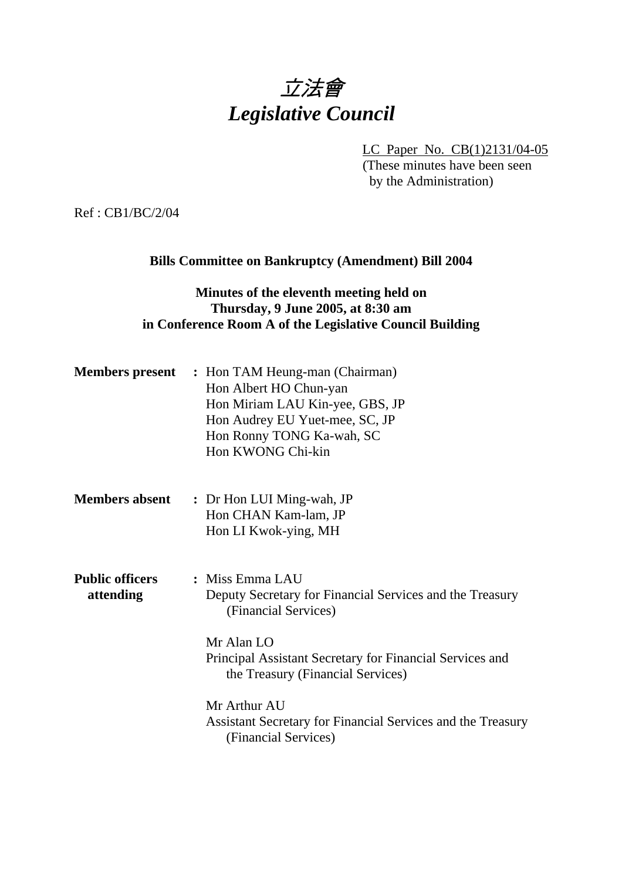# *立法會*
# *Legislative Council*

LC Paper No. CB(1)2131/04-05
(These minutes have been seen by the Administration)

Ref : CB1/BC/2/04

**Bills Committee on Bankruptcy (Amendment) Bill 2004**

**Minutes of the eleventh meeting held on Thursday, 9 June 2005, at 8:30 am in Conference Room A of the Legislative Council Building**

**Members present** : Hon TAM Heung-man (Chairman)
Hon Albert HO Chun-yan
Hon Miriam LAU Kin-yee, GBS, JP
Hon Audrey EU Yuet-mee, SC, JP
Hon Ronny TONG Ka-wah, SC
Hon KWONG Chi-kin

**Members absent** : Dr Hon LUI Ming-wah, JP
Hon CHAN Kam-lam, JP
Hon LI Kwok-ying, MH

**Public officers attending** : Miss Emma LAU
Deputy Secretary for Financial Services and the Treasury (Financial Services)

Mr Alan LO
Principal Assistant Secretary for Financial Services and the Treasury (Financial Services)

Mr Arthur AU
Assistant Secretary for Financial Services and the Treasury (Financial Services)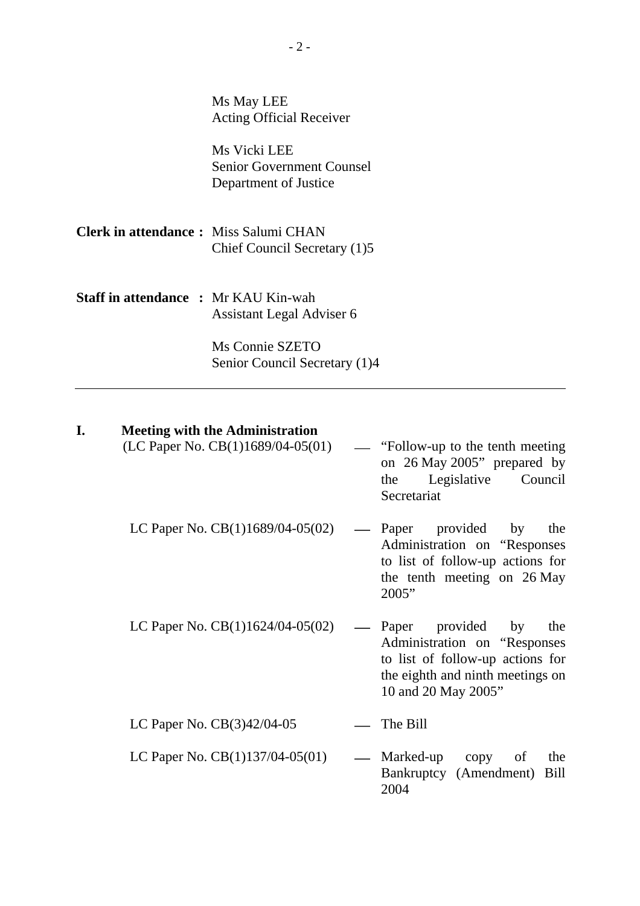Ms May LEE
Acting Official Receiver

Ms Vicki LEE
Senior Government Counsel
Department of Justice

**Clerk in attendance :** Miss Salumi CHAN
Chief Council Secretary (1)5

**Staff in attendance :** Mr KAU Kin-wah
Assistant Legal Adviser 6

Ms Connie SZETO
Senior Council Secretary (1)4

---

## I. Meeting with the Administration

(LC Paper No. CB(1)1689/04-05(01) — "Follow-up to the tenth meeting on 26 May 2005" prepared by the Legislative Council Secretariat

LC Paper No. CB(1)1689/04-05(02) — Paper provided by the Administration on "Responses to list of follow-up actions for the tenth meeting on 26 May 2005"

LC Paper No. CB(1)1624/04-05(02) — Paper provided by the Administration on "Responses to list of follow-up actions for the eighth and ninth meetings on 10 and 20 May 2005"

LC Paper No. CB(3)42/04-05 — The Bill

LC Paper No. CB(1)137/04-05(01) — Marked-up copy of the Bankruptcy (Amendment) Bill 2004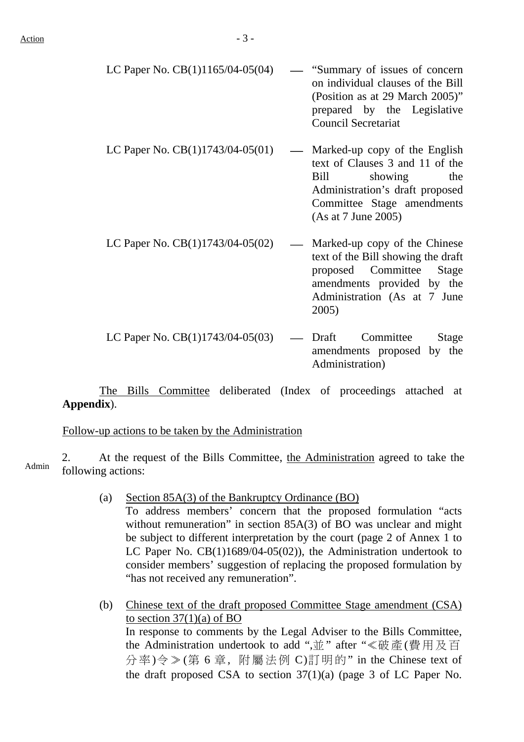Action

| | | |
|---|---|---|
| LC Paper No. CB(1)1165/04-05(04) | — | "Summary of issues of concern on individual clauses of the Bill (Position as at 29 March 2005)" prepared by the Legislative Council Secretariat |
| LC Paper No. CB(1)1743/04-05(01) | — | Marked-up copy of the English text of Clauses 3 and 11 of the Bill showing the Administration's draft proposed Committee Stage amendments (As at 7 June 2005) |
| LC Paper No. CB(1)1743/04-05(02) | — | Marked-up copy of the Chinese text of the Bill showing the draft proposed Committee Stage amendments provided by the Administration (As at 7 June 2005) |
| LC Paper No. CB(1)1743/04-05(03) | — | Draft Committee Stage amendments proposed by the Administration) |

The Bills Committee deliberated (Index of proceedings attached at **Appendix**).

Follow-up actions to be taken by the Administration

Admin

2. At the request of the Bills Committee, the Administration agreed to take the following actions:

(a) Section 85A(3) of the Bankruptcy Ordinance (BO)
To address members' concern that the proposed formulation "acts without remuneration" in section 85A(3) of BO was unclear and might be subject to different interpretation by the court (page 2 of Annex 1 to LC Paper No. CB(1)1689/04-05(02)), the Administration undertook to consider members' suggestion of replacing the proposed formulation by "has not received any remuneration".

(b) Chinese text of the draft proposed Committee Stage amendment (CSA) to section 37(1)(a) of BO
In response to comments by the Legal Adviser to the Bills Committee, the Administration undertook to add ",並" after "≪破產(費用及百分率)令≫(第 6 章，附屬法例 C)訂明的" in the Chinese text of the draft proposed CSA to section 37(1)(a) (page 3 of LC Paper No.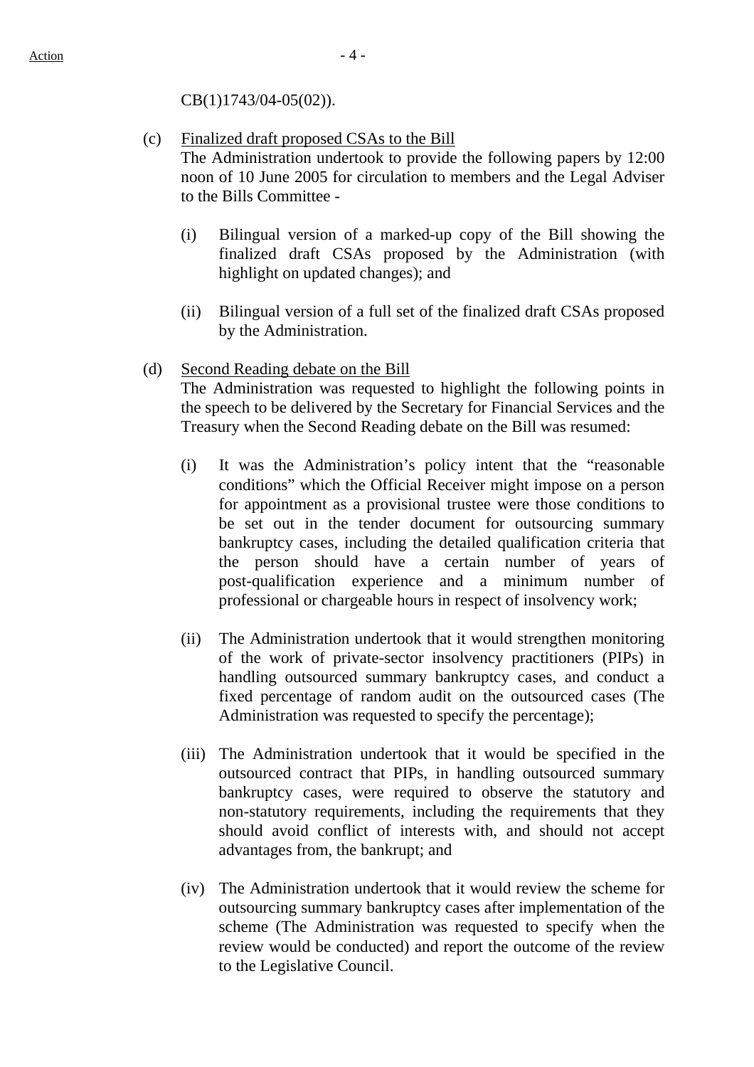CB(1)1743/04-05(02)).

(c) <u>Finalized draft proposed CSAs to the Bill</u>
The Administration undertook to provide the following papers by 12:00 noon of 10 June 2005 for circulation to members and the Legal Adviser to the Bills Committee -

   (i) Bilingual version of a marked-up copy of the Bill showing the finalized draft CSAs proposed by the Administration (with highlight on updated changes); and

   (ii) Bilingual version of a full set of the finalized draft CSAs proposed by the Administration.

(d) <u>Second Reading debate on the Bill</u>
The Administration was requested to highlight the following points in the speech to be delivered by the Secretary for Financial Services and the Treasury when the Second Reading debate on the Bill was resumed:

   (i) It was the Administration's policy intent that the "reasonable conditions" which the Official Receiver might impose on a person for appointment as a provisional trustee were those conditions to be set out in the tender document for outsourcing summary bankruptcy cases, including the detailed qualification criteria that the person should have a certain number of years of post-qualification experience and a minimum number of professional or chargeable hours in respect of insolvency work;

   (ii) The Administration undertook that it would strengthen monitoring of the work of private-sector insolvency practitioners (PIPs) in handling outsourced summary bankruptcy cases, and conduct a fixed percentage of random audit on the outsourced cases (The Administration was requested to specify the percentage);

   (iii) The Administration undertook that it would be specified in the outsourced contract that PIPs, in handling outsourced summary bankruptcy cases, were required to observe the statutory and non-statutory requirements, including the requirements that they should avoid conflict of interests with, and should not accept advantages from, the bankrupt; and

   (iv) The Administration undertook that it would review the scheme for outsourcing summary bankruptcy cases after implementation of the scheme (The Administration was requested to specify when the review would be conducted) and report the outcome of the review to the Legislative Council.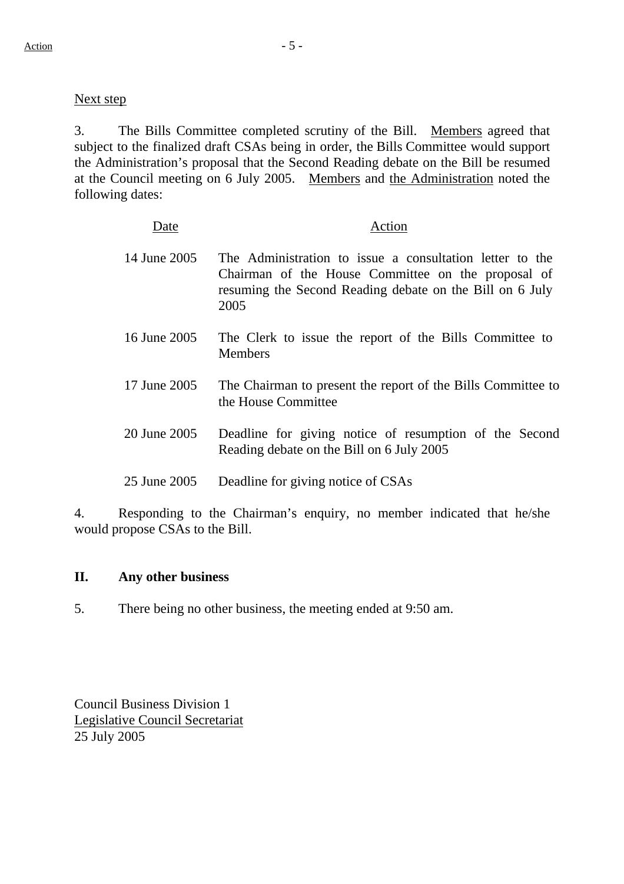Next step

3. The Bills Committee completed scrutiny of the Bill. Members agreed that subject to the finalized draft CSAs being in order, the Bills Committee would support the Administration's proposal that the Second Reading debate on the Bill be resumed at the Council meeting on 6 July 2005. Members and the Administration noted the following dates:

| Date | Action |
|---|---|
| 14 June 2005 | The Administration to issue a consultation letter to the Chairman of the House Committee on the proposal of resuming the Second Reading debate on the Bill on 6 July 2005 |
| 16 June 2005 | The Clerk to issue the report of the Bills Committee to Members |
| 17 June 2005 | The Chairman to present the report of the Bills Committee to the House Committee |
| 20 June 2005 | Deadline for giving notice of resumption of the Second Reading debate on the Bill on 6 July 2005 |
| 25 June 2005 | Deadline for giving notice of CSAs |

4. Responding to the Chairman's enquiry, no member indicated that he/she would propose CSAs to the Bill.

## II. Any other business

5. There being no other business, the meeting ended at 9:50 am.

Council Business Division 1
Legislative Council Secretariat
25 July 2005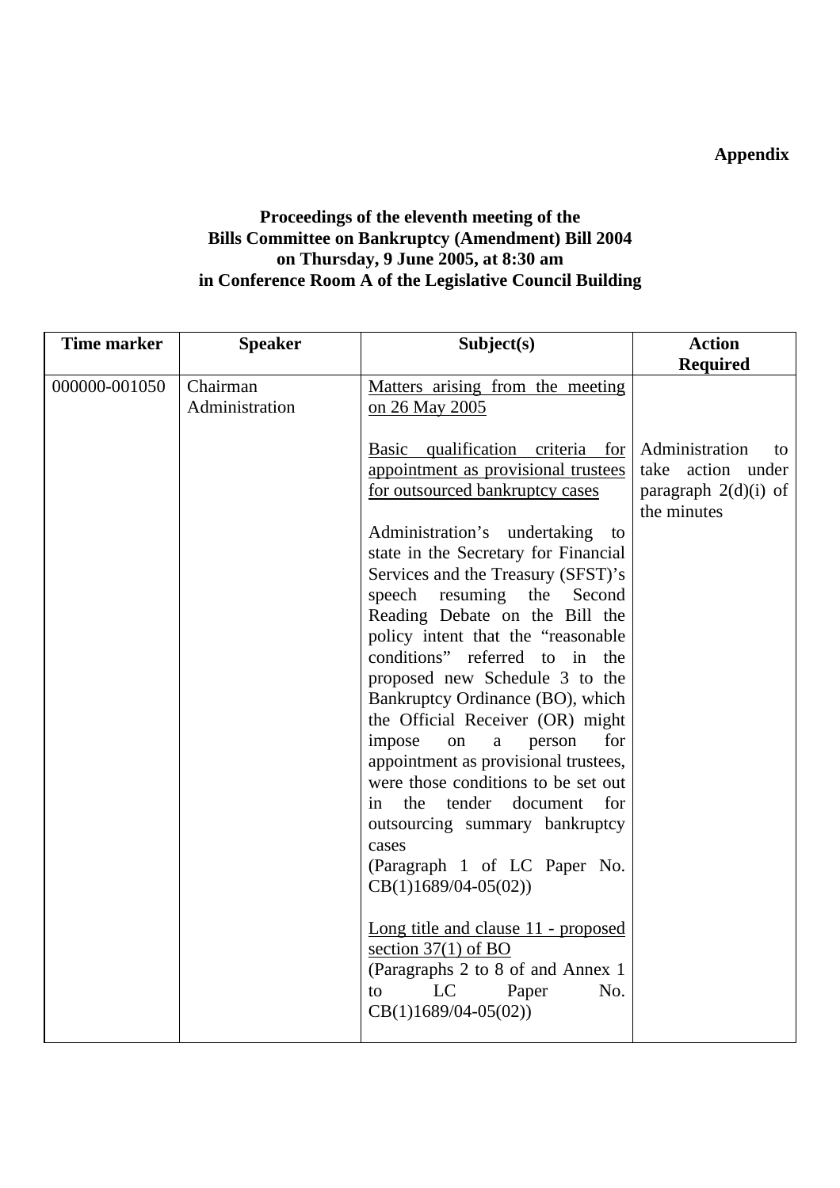**Appendix**

**Proceedings of the eleventh meeting of the Bills Committee on Bankruptcy (Amendment) Bill 2004 on Thursday, 9 June 2005, at 8:30 am in Conference Room A of the Legislative Council Building**

| Time marker | Speaker | Subject(s) | Action Required |
|---|---|---|---|
| 000000-001050 | Chairman<br>Administration | <u>Matters arising from the meeting on 26 May 2005</u><br><br><u>Basic qualification criteria for appointment as provisional trustees for outsourced bankruptcy cases</u><br><br>Administration's undertaking to state in the Secretary for Financial Services and the Treasury (SFST)'s speech resuming the Second Reading Debate on the Bill the policy intent that the "reasonable conditions" referred to in the proposed new Schedule 3 to the Bankruptcy Ordinance (BO), which the Official Receiver (OR) might impose on a person for appointment as provisional trustees, were those conditions to be set out in the tender document for outsourcing summary bankruptcy cases<br>(Paragraph 1 of LC Paper No. CB(1)1689/04-05(02))<br><br><u>Long title and clause 11 - proposed section 37(1) of BO</u><br>(Paragraphs 2 to 8 of and Annex 1 to LC Paper No. CB(1)1689/04-05(02)) | Administration to take action under paragraph 2(d)(i) of the minutes |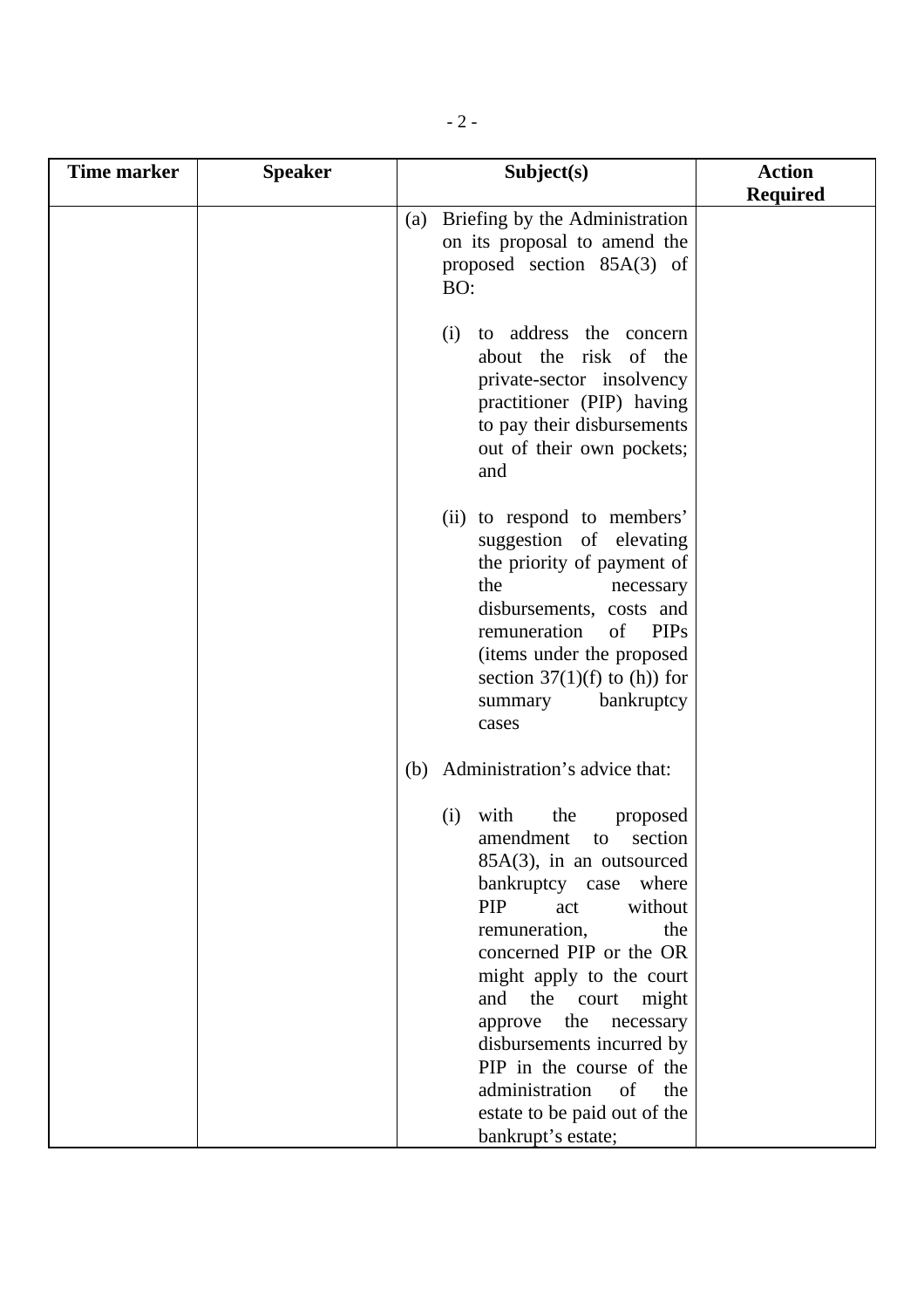| Time marker | Speaker | Subject(s) | Action Required |
|---|---|---|---|
| | | (a) Briefing by the Administration on its proposal to amend the proposed section 85A(3) of BO:<br><br>(i) to address the concern about the risk of the private-sector insolvency practitioner (PIP) having to pay their disbursements out of their own pockets; and<br><br>(ii) to respond to members' suggestion of elevating the priority of payment of the necessary disbursements, costs and remuneration of PIPs (items under the proposed section 37(1)(f) to (h)) for summary bankruptcy cases<br><br>(b) Administration's advice that:<br><br>(i) with the proposed amendment to section 85A(3), in an outsourced bankruptcy case where PIP act without remuneration, the concerned PIP or the OR might apply to the court and the court might approve the necessary disbursements incurred by PIP in the course of the administration of the estate to be paid out of the bankrupt's estate; | |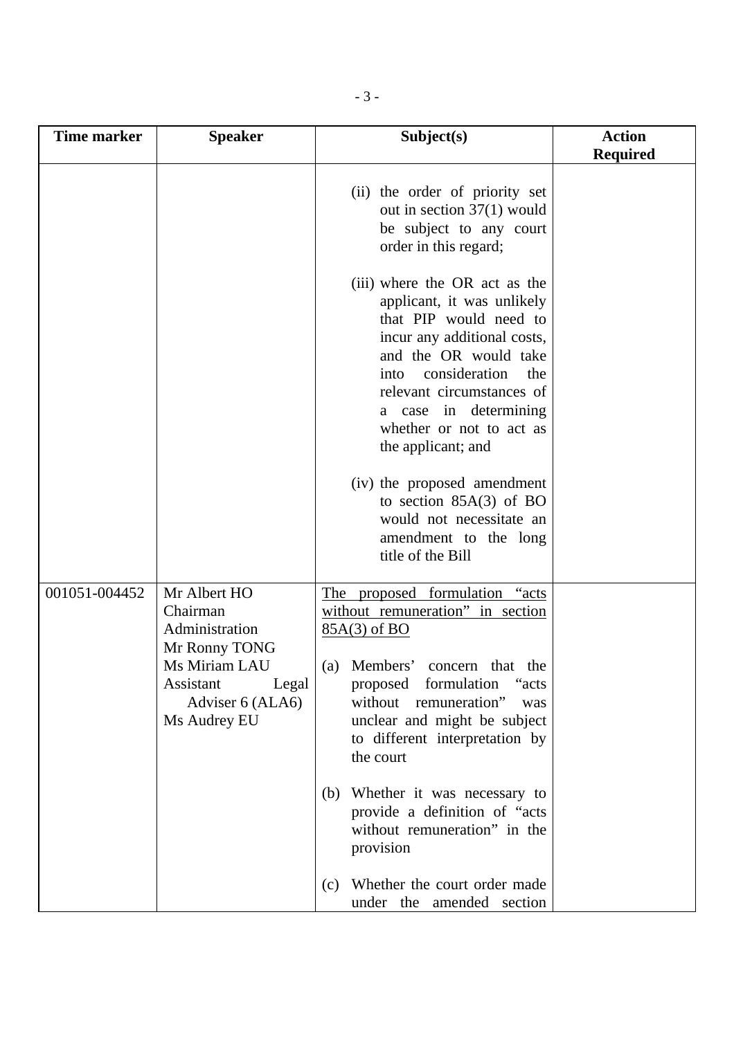| Time marker | Speaker | Subject(s) | Action Required |
|---|---|---|---|
| | | (ii) the order of priority set out in section 37(1) would be subject to any court order in this regard;<br><br>(iii) where the OR act as the applicant, it was unlikely that PIP would need to incur any additional costs, and the OR would take into consideration the relevant circumstances of a case in determining whether or not to act as the applicant; and<br><br>(iv) the proposed amendment to section 85A(3) of BO would not necessitate an amendment to the long title of the Bill | |
| 001051-004452 | Mr Albert HO<br>Chairman<br>Administration<br>Mr Ronny TONG<br>Ms Miriam LAU<br>Assistant Legal Adviser 6 (ALA6)<br>Ms Audrey EU | <u>The proposed formulation "acts without remuneration" in section 85A(3) of BO</u><br><br>(a) Members' concern that the proposed formulation "acts without remuneration" was unclear and might be subject to different interpretation by the court<br><br>(b) Whether it was necessary to provide a definition of "acts without remuneration" in the provision<br><br>(c) Whether the court order made under the amended section | |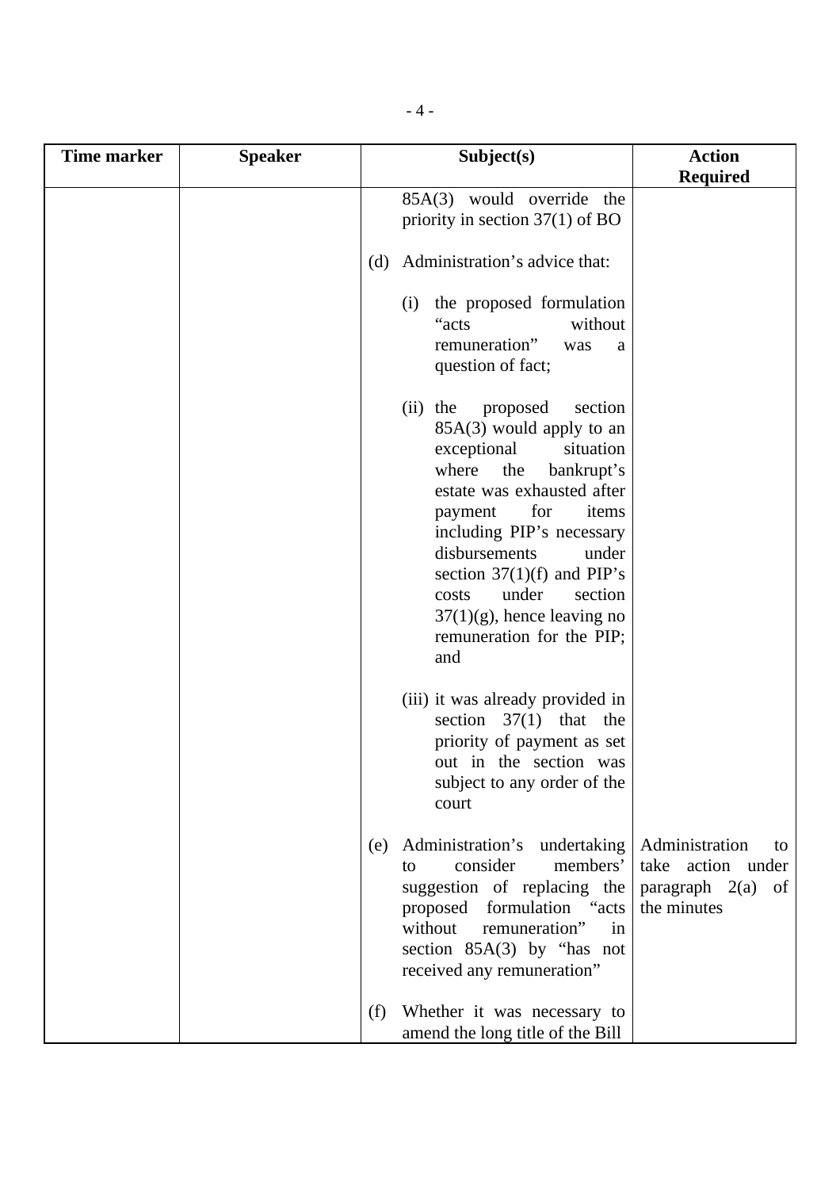| Time marker | Speaker | Subject(s) | Action Required |
|---|---|---|---|
| | | 85A(3) would override the priority in section 37(1) of BO<br><br>(d) Administration's advice that:<br><br>(i) the proposed formulation "acts without remuneration" was a question of fact;<br><br>(ii) the proposed section 85A(3) would apply to an exceptional situation where the bankrupt's estate was exhausted after payment for items including PIP's necessary disbursements under section 37(1)(f) and PIP's costs under section 37(1)(g), hence leaving no remuneration for the PIP; and<br><br>(iii) it was already provided in section 37(1) that the priority of payment as set out in the section was subject to any order of the court | |
| | | (e) Administration's undertaking to consider members' suggestion of replacing the proposed formulation "acts without remuneration" in section 85A(3) by "has not received any remuneration" | Administration to take action under paragraph 2(a) of the minutes |
| | | (f) Whether it was necessary to amend the long title of the Bill | |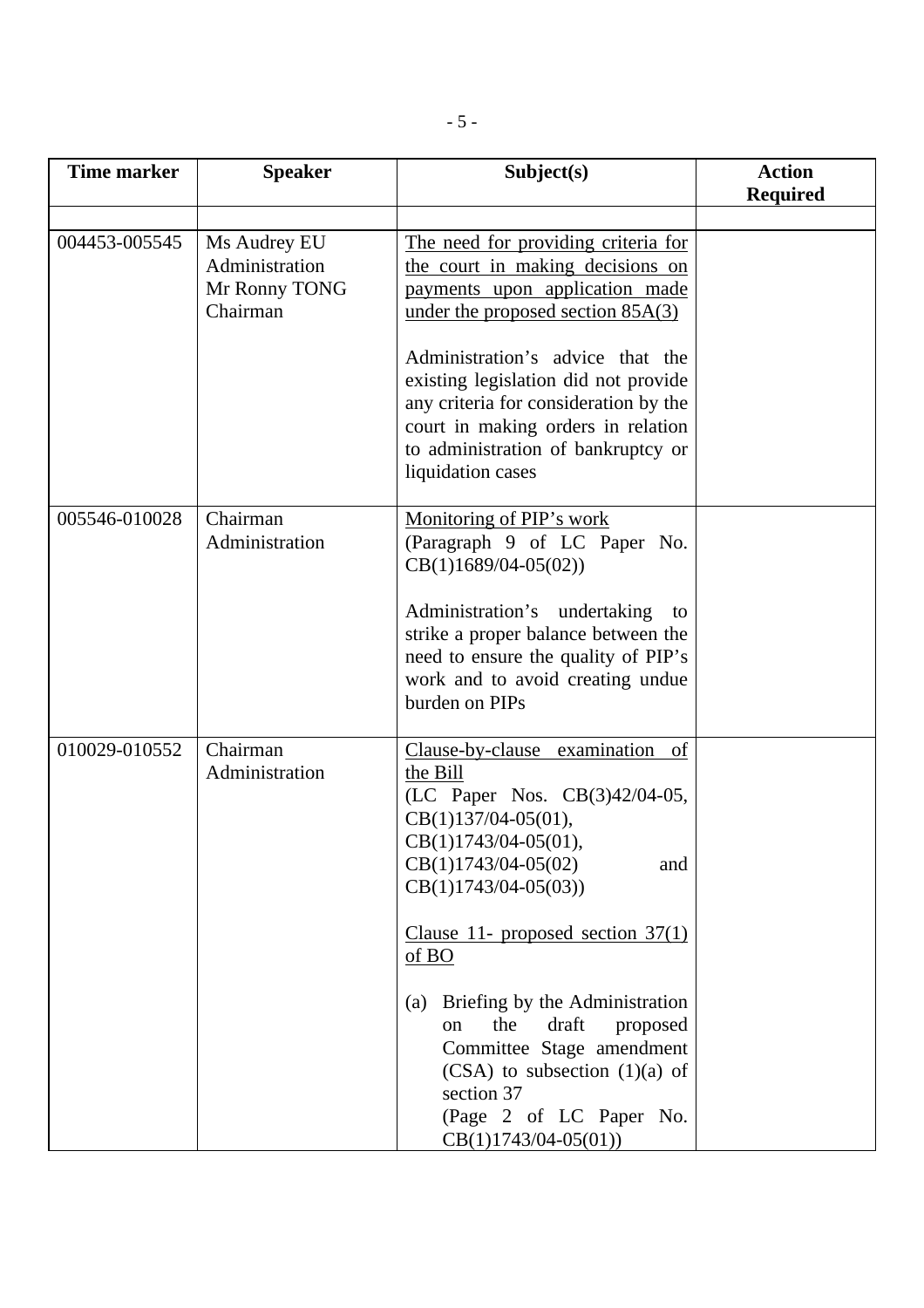| Time marker | Speaker | Subject(s) | Action Required |
|---|---|---|---|
| | | | |
| 004453-005545 | Ms Audrey EU<br>Administration<br>Mr Ronny TONG<br>Chairman | The need for providing criteria for the court in making decisions on payments upon application made under the proposed section 85A(3)<br><br>Administration's advice that the existing legislation did not provide any criteria for consideration by the court in making orders in relation to administration of bankruptcy or liquidation cases | |
| 005546-010028 | Chairman<br>Administration | Monitoring of PIP's work<br>(Paragraph 9 of LC Paper No. CB(1)1689/04-05(02))<br><br>Administration's undertaking to strike a proper balance between the need to ensure the quality of PIP's work and to avoid creating undue burden on PIPs | |
| 010029-010552 | Chairman<br>Administration | Clause-by-clause examination of the Bill<br>(LC Paper Nos. CB(3)42/04-05, CB(1)137/04-05(01), CB(1)1743/04-05(01), CB(1)1743/04-05(02) and CB(1)1743/04-05(03))<br><br>Clause 11- proposed section 37(1) of BO<br><br>(a) Briefing by the Administration on the draft proposed Committee Stage amendment (CSA) to subsection (1)(a) of section 37<br>(Page 2 of LC Paper No. CB(1)1743/04-05(01)) | |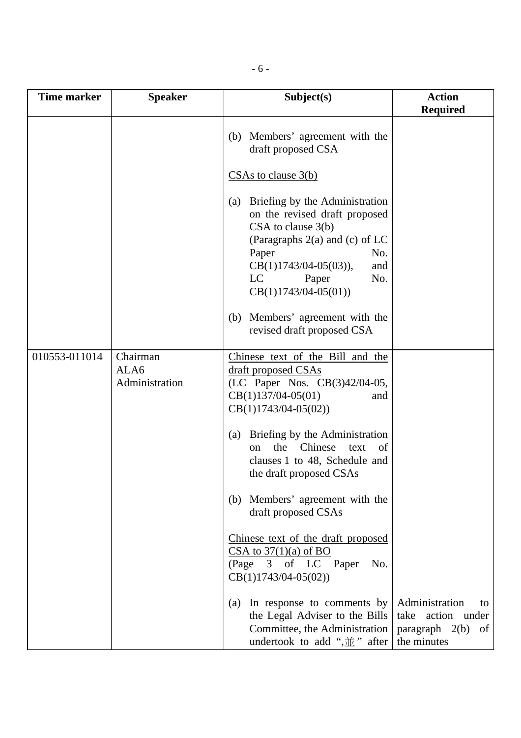| Time marker | Speaker | Subject(s) | Action Required |
|---|---|---|---|
| | | (b) Members' agreement with the draft proposed CSA<br><br><u>CSAs to clause 3(b)</u><br><br>(a) Briefing by the Administration on the revised draft proposed CSA to clause 3(b) (Paragraphs 2(a) and (c) of LC Paper No. CB(1)1743/04-05(03)), and LC Paper No. CB(1)1743/04-05(01))<br><br>(b) Members' agreement with the revised draft proposed CSA | |
| 010553-011014 | Chairman<br>ALA6<br>Administration | <u>Chinese text of the Bill and the draft proposed CSAs</u><br>(LC Paper Nos. CB(3)42/04-05, CB(1)137/04-05(01) and CB(1)1743/04-05(02))<br><br>(a) Briefing by the Administration on the Chinese text of clauses 1 to 48, Schedule and the draft proposed CSAs<br><br>(b) Members' agreement with the draft proposed CSAs<br><br><u>Chinese text of the draft proposed CSA to 37(1)(a) of BO</u><br>(Page 3 of LC Paper No. CB(1)1743/04-05(02))<br><br>(a) In response to comments by the Legal Adviser to the Bills Committee, the Administration undertook to add ",並" after | Administration to take action under paragraph 2(b) of the minutes |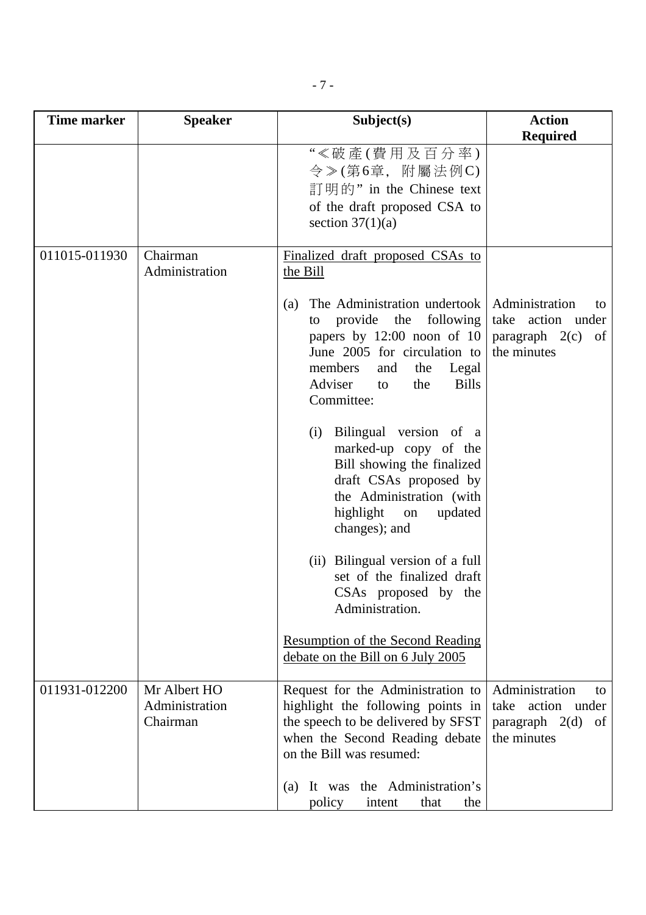| Time marker | Speaker | Subject(s) | Action Required |
|---|---|---|---|
| | | "≪破產(費用及百分率)令≫(第6章，附屬法例C)訂明的" in the Chinese text of the draft proposed CSA to section 37(1)(a) | |
| 011015-011930 | Chairman<br>Administration | Finalized draft proposed CSAs to the Bill<br><br>(a) The Administration undertook to provide the following papers by 12:00 noon of 10 June 2005 for circulation to members and the Legal Adviser to the Bills Committee:<br><br>(i) Bilingual version of a marked-up copy of the Bill showing the finalized draft CSAs proposed by the Administration (with highlight on updated changes); and<br><br>(ii) Bilingual version of a full set of the finalized draft CSAs proposed by the Administration.<br><br>Resumption of the Second Reading debate on the Bill on 6 July 2005 | Administration to take action under paragraph 2(c) of the minutes |
| 011931-012200 | Mr Albert HO<br>Administration<br>Chairman | Request for the Administration to highlight the following points in the speech to be delivered by SFST when the Second Reading debate on the Bill was resumed:<br><br>(a) It was the Administration's policy intent that the | Administration to take action under paragraph 2(d) of the minutes |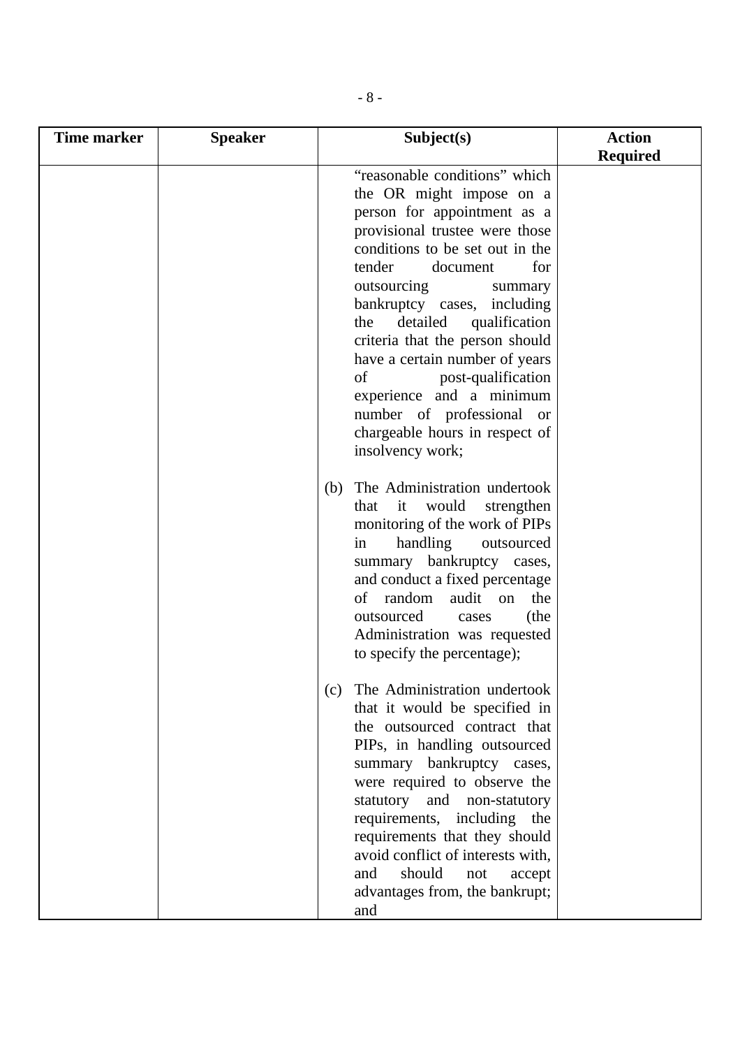| Time marker | Speaker | Subject(s) | Action Required |
|---|---|---|---|
| | | "reasonable conditions" which the OR might impose on a person for appointment as a provisional trustee were those conditions to be set out in the tender document for outsourcing summary bankruptcy cases, including the detailed qualification criteria that the person should have a certain number of years of post-qualification experience and a minimum number of professional or chargeable hours in respect of insolvency work;<br><br>(b) The Administration undertook that it would strengthen monitoring of the work of PIPs in handling outsourced summary bankruptcy cases, and conduct a fixed percentage of random audit on the outsourced cases (the Administration was requested to specify the percentage);<br><br>(c) The Administration undertook that it would be specified in the outsourced contract that PIPs, in handling outsourced summary bankruptcy cases, were required to observe the statutory and non-statutory requirements, including the requirements that they should avoid conflict of interests with, and should not accept advantages from, the bankrupt; and | |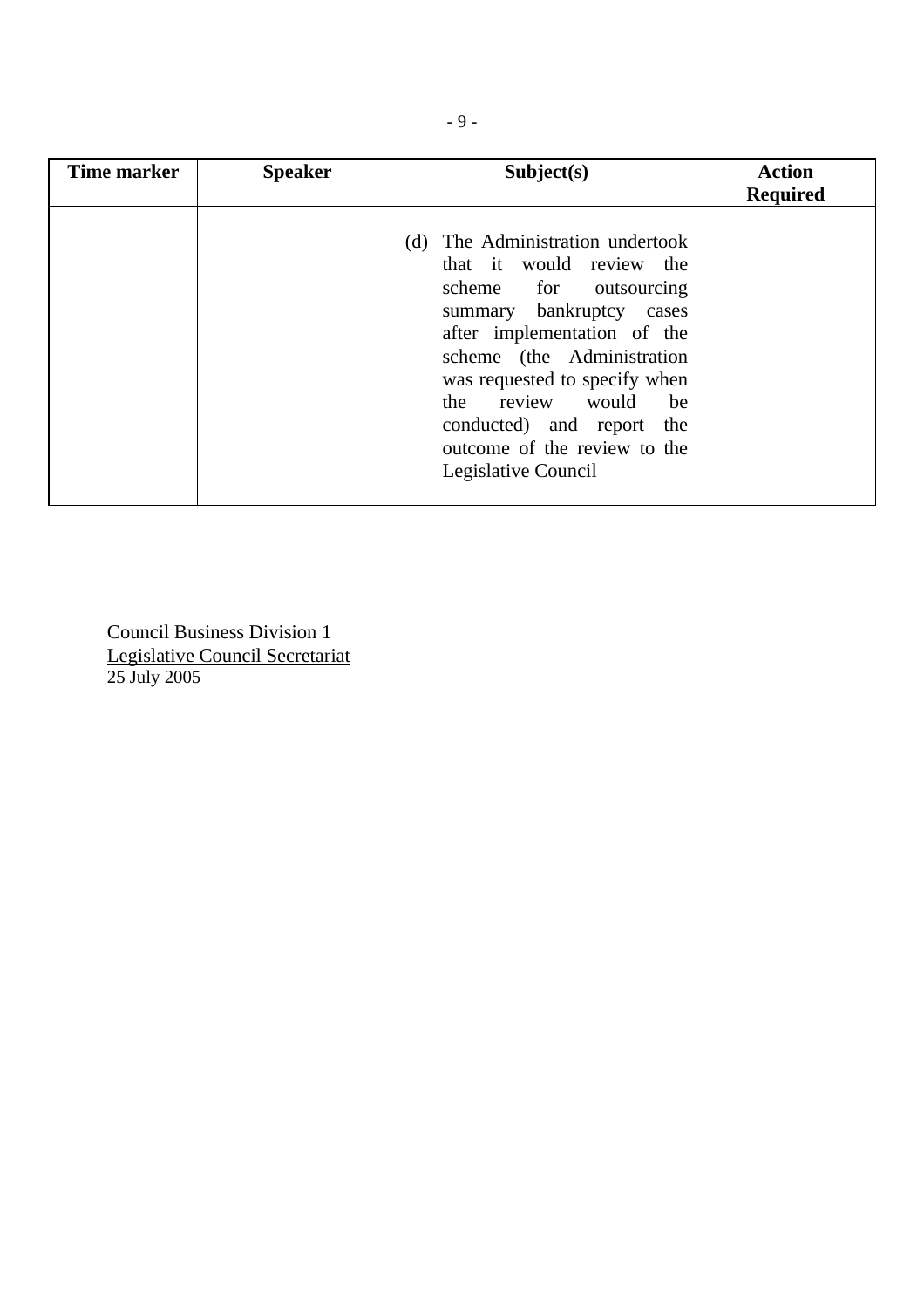| Time marker | Speaker | Subject(s) | Action Required |
|---|---|---|---|
| | | (d) The Administration undertook that it would review the scheme for outsourcing summary bankruptcy cases after implementation of the scheme (the Administration was requested to specify when the review would be conducted) and report the outcome of the review to the Legislative Council | |

Council Business Division 1
Legislative Council Secretariat
25 July 2005